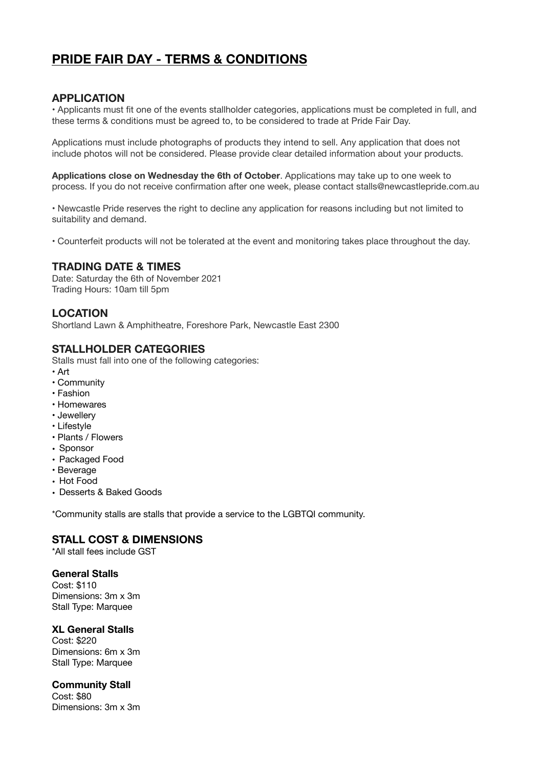# PRIDE FAIR DAY - TERMS & CONDITIONS

## APPLICATION

• Applicants must fit one of the events stallholder categories, applications must be completed in full, and these terms & conditions must be agreed to, to be considered to trade at Pride Fair Day.

Applications must include photographs of products they intend to sell. Any application that does not include photos will not be considered. Please provide clear detailed information about your products.

**Applications close on Wednesday the 6th of October**. Applications may take up to one week to process. If you do not receive confirmation after one week, please contact stalls@newcastlepride.com.au

• Newcastle Pride reserves the right to decline any application for reasons including but not limited to suitability and demand.

• Counterfeit products will not be tolerated at the event and monitoring takes place throughout the day.

## TRADING DATE & TIMES

Date: Saturday the 6th of November 2021
Trading Hours: 10am till 5pm

## LOCATION

Shortland Lawn & Amphitheatre, Foreshore Park, Newcastle East 2300

## STALLHOLDER CATEGORIES

Stalls must fall into one of the following categories:

- Art
- Community
- Fashion
- Homewares
- Jewellery
- Lifestyle
- Plants / Flowers
- Sponsor
- Packaged Food
- Beverage
- Hot Food
- Desserts & Baked Goods

*Community stalls are stalls that provide a service to the LGBTQI community.

## STALL COST & DIMENSIONS

*All stall fees include GST

### General Stalls

Cost: $110
Dimensions: 3m x 3m
Stall Type: Marquee

### XL General Stalls

Cost: $220
Dimensions: 6m x 3m
Stall Type: Marquee

### Community Stall

Cost: $80
Dimensions: 3m x 3m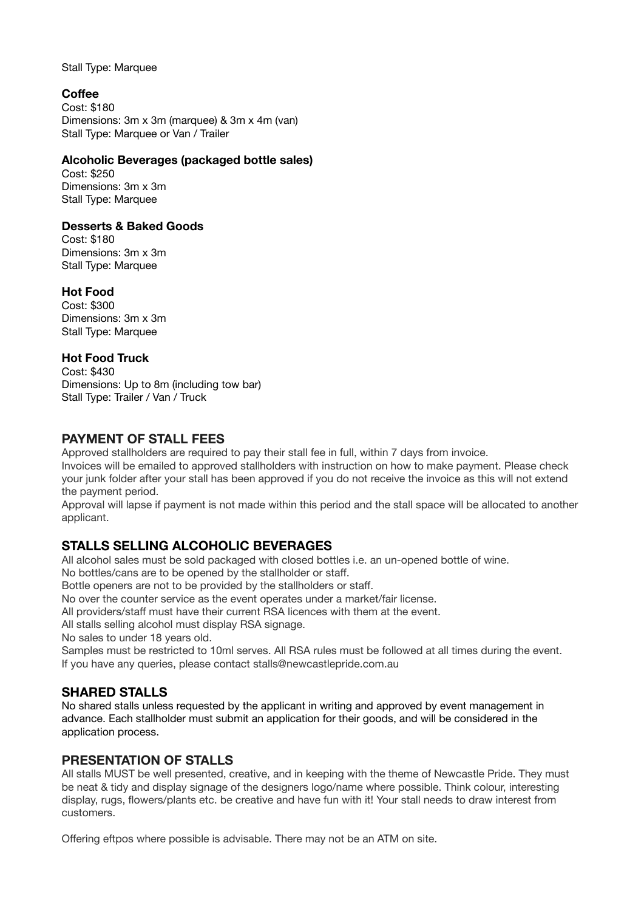Stall Type: Marquee

**Coffee**
Cost: $180
Dimensions: 3m x 3m (marquee) & 3m x 4m (van)
Stall Type: Marquee or Van / Trailer

**Alcoholic Beverages (packaged bottle sales)**
Cost: $250
Dimensions: 3m x 3m
Stall Type: Marquee

**Desserts & Baked Goods**
Cost: $180
Dimensions: 3m x 3m
Stall Type: Marquee

**Hot Food**
Cost: $300
Dimensions: 3m x 3m
Stall Type: Marquee

**Hot Food Truck**
Cost: $430
Dimensions: Up to 8m (including tow bar)
Stall Type: Trailer / Van / Truck

## PAYMENT OF STALL FEES

Approved stallholders are required to pay their stall fee in full, within 7 days from invoice.
Invoices will be emailed to approved stallholders with instruction on how to make payment. Please check your junk folder after your stall has been approved if you do not receive the invoice as this will not extend the payment period.
Approval will lapse if payment is not made within this period and the stall space will be allocated to another applicant.

## STALLS SELLING ALCOHOLIC BEVERAGES

All alcohol sales must be sold packaged with closed bottles i.e. an un-opened bottle of wine.
No bottles/cans are to be opened by the stallholder or staff.
Bottle openers are not to be provided by the stallholders or staff.
No over the counter service as the event operates under a market/fair license.
All providers/staff must have their current RSA licences with them at the event.
All stalls selling alcohol must display RSA signage.
No sales to under 18 years old.
Samples must be restricted to 10ml serves. All RSA rules must be followed at all times during the event.
If you have any queries, please contact stalls@newcastlepride.com.au

## SHARED STALLS

No shared stalls unless requested by the applicant in writing and approved by event management in advance. Each stallholder must submit an application for their goods, and will be considered in the application process.

## PRESENTATION OF STALLS

All stalls MUST be well presented, creative, and in keeping with the theme of Newcastle Pride. They must be neat & tidy and display signage of the designers logo/name where possible. Think colour, interesting display, rugs, flowers/plants etc. be creative and have fun with it! Your stall needs to draw interest from customers.

Offering eftpos where possible is advisable. There may not be an ATM on site.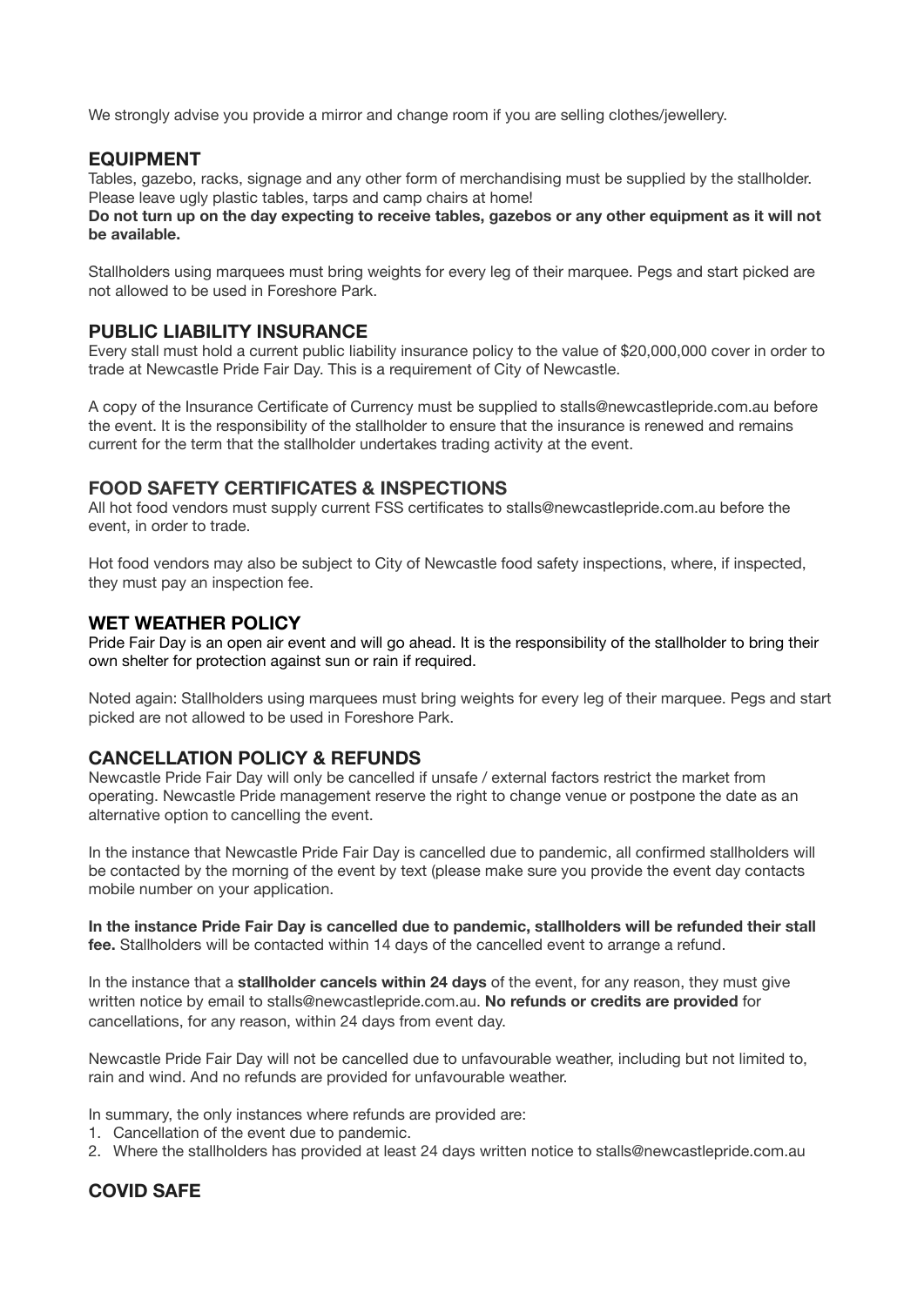We strongly advise you provide a mirror and change room if you are selling clothes/jewellery.

## EQUIPMENT

Tables, gazebo, racks, signage and any other form of merchandising must be supplied by the stallholder. Please leave ugly plastic tables, tarps and camp chairs at home!

**Do not turn up on the day expecting to receive tables, gazebos or any other equipment as it will not be available.**

Stallholders using marquees must bring weights for every leg of their marquee. Pegs and start picked are not allowed to be used in Foreshore Park.

## PUBLIC LIABILITY INSURANCE

Every stall must hold a current public liability insurance policy to the value of $20,000,000 cover in order to trade at Newcastle Pride Fair Day. This is a requirement of City of Newcastle.

A copy of the Insurance Certificate of Currency must be supplied to stalls@newcastlepride.com.au before the event. It is the responsibility of the stallholder to ensure that the insurance is renewed and remains current for the term that the stallholder undertakes trading activity at the event.

## FOOD SAFETY CERTIFICATES & INSPECTIONS

All hot food vendors must supply current FSS certificates to stalls@newcastlepride.com.au before the event, in order to trade.

Hot food vendors may also be subject to City of Newcastle food safety inspections, where, if inspected, they must pay an inspection fee.

## WET WEATHER POLICY

Pride Fair Day is an open air event and will go ahead. It is the responsibility of the stallholder to bring their own shelter for protection against sun or rain if required.

Noted again: Stallholders using marquees must bring weights for every leg of their marquee. Pegs and start picked are not allowed to be used in Foreshore Park.

## CANCELLATION POLICY & REFUNDS

Newcastle Pride Fair Day will only be cancelled if unsafe / external factors restrict the market from operating. Newcastle Pride management reserve the right to change venue or postpone the date as an alternative option to cancelling the event.

In the instance that Newcastle Pride Fair Day is cancelled due to pandemic, all confirmed stallholders will be contacted by the morning of the event by text (please make sure you provide the event day contacts mobile number on your application.

**In the instance Pride Fair Day is cancelled due to pandemic, stallholders will be refunded their stall fee.** Stallholders will be contacted within 14 days of the cancelled event to arrange a refund.

In the instance that a **stallholder cancels within 24 days** of the event, for any reason, they must give written notice by email to stalls@newcastlepride.com.au. **No refunds or credits are provided** for cancellations, for any reason, within 24 days from event day.

Newcastle Pride Fair Day will not be cancelled due to unfavourable weather, including but not limited to, rain and wind. And no refunds are provided for unfavourable weather.

In summary, the only instances where refunds are provided are:

1. Cancellation of the event due to pandemic.
2. Where the stallholders has provided at least 24 days written notice to stalls@newcastlepride.com.au

## COVID SAFE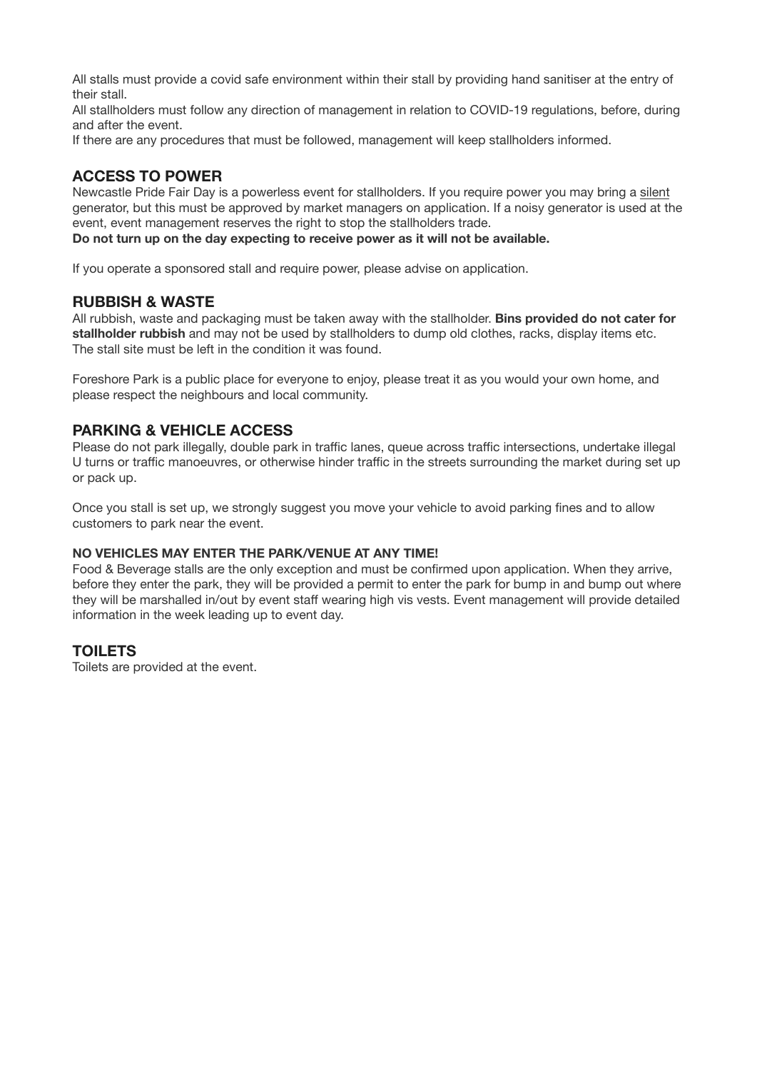All stalls must provide a covid safe environment within their stall by providing hand sanitiser at the entry of their stall.

All stallholders must follow any direction of management in relation to COVID-19 regulations, before, during and after the event.

If there are any procedures that must be followed, management will keep stallholders informed.

## ACCESS TO POWER

Newcastle Pride Fair Day is a powerless event for stallholders. If you require power you may bring a silent generator, but this must be approved by market managers on application. If a noisy generator is used at the event, event management reserves the right to stop the stallholders trade.

**Do not turn up on the day expecting to receive power as it will not be available.**

If you operate a sponsored stall and require power, please advise on application.

## RUBBISH & WASTE

All rubbish, waste and packaging must be taken away with the stallholder. **Bins provided do not cater for stallholder rubbish** and may not be used by stallholders to dump old clothes, racks, display items etc. The stall site must be left in the condition it was found.

Foreshore Park is a public place for everyone to enjoy, please treat it as you would your own home, and please respect the neighbours and local community.

## PARKING & VEHICLE ACCESS

Please do not park illegally, double park in traffic lanes, queue across traffic intersections, undertake illegal U turns or traffic manoeuvres, or otherwise hinder traffic in the streets surrounding the market during set up or pack up.

Once you stall is set up, we strongly suggest you move your vehicle to avoid parking fines and to allow customers to park near the event.

**NO VEHICLES MAY ENTER THE PARK/VENUE AT ANY TIME!**

Food & Beverage stalls are the only exception and must be confirmed upon application. When they arrive, before they enter the park, they will be provided a permit to enter the park for bump in and bump out where they will be marshalled in/out by event staff wearing high vis vests. Event management will provide detailed information in the week leading up to event day.

## TOILETS

Toilets are provided at the event.